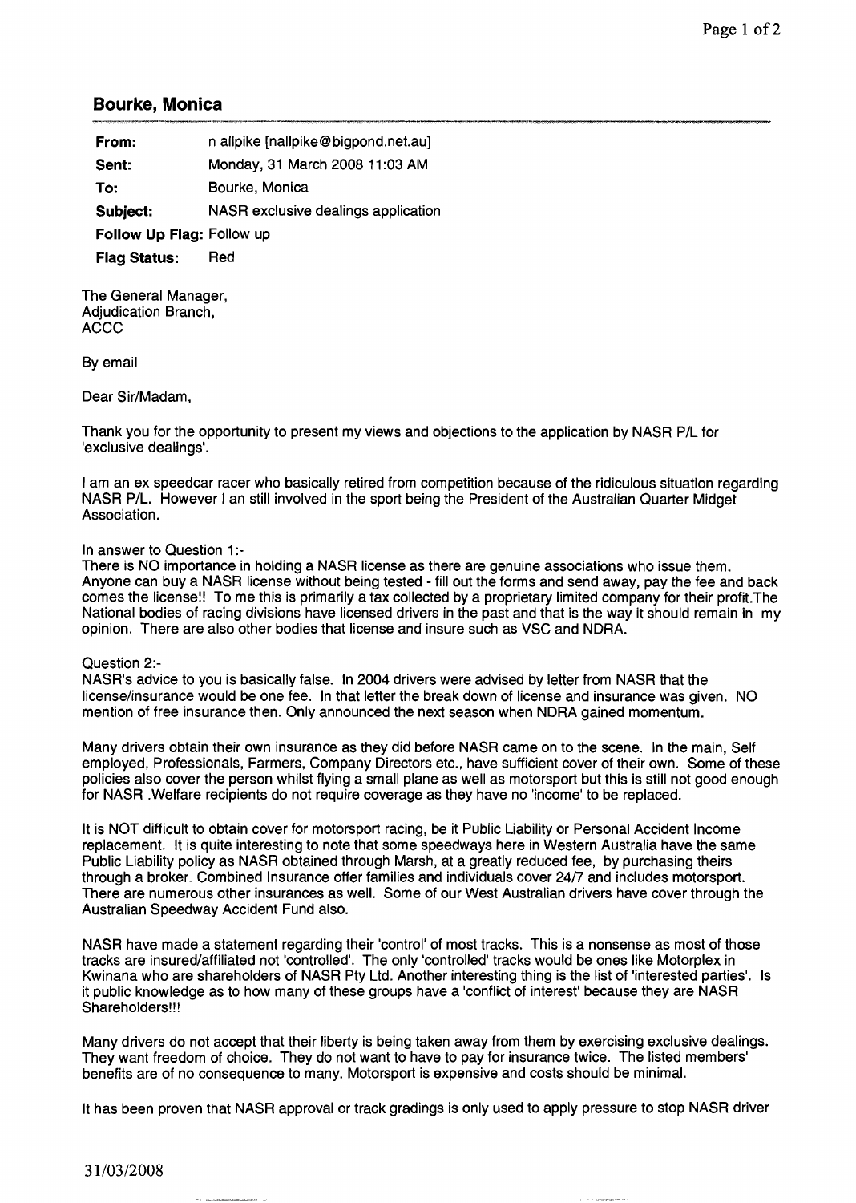## Bourke, Monica

| | |
|---|---|
| **From:** | n allpike [nallpike@bigpond.net.au] |
| **Sent:** | Monday, 31 March 2008 11:03 AM |
| **To:** | Bourke, Monica |
| **Subject:** | NASR exclusive dealings application |
| **Follow Up Flag:** | Follow up |
| **Flag Status:** | Red |

The General Manager,
Adjudication Branch,
ACCC

By email

Dear Sir/Madam,

Thank you for the opportunity to present my views and objections to the application by NASR P/L for 'exclusive dealings'.

I am an ex speedcar racer who basically retired from competition because of the ridiculous situation regarding NASR P/L. However I an still involved in the sport being the President of the Australian Quarter Midget Association.

In answer to Question 1:-
There is NO importance in holding a NASR license as there are genuine associations who issue them. Anyone can buy a NASR license without being tested - fill out the forms and send away, pay the fee and back comes the license!! To me this is primarily a tax collected by a proprietary limited company for their profit.The National bodies of racing divisions have licensed drivers in the past and that is the way it should remain in my opinion. There are also other bodies that license and insure such as VSC and NDRA.

Question 2:-
NASR's advice to you is basically false. In 2004 drivers were advised by letter from NASR that the license/insurance would be one fee. In that letter the break down of license and insurance was given. NO mention of free insurance then. Only announced the next season when NDRA gained momentum.

Many drivers obtain their own insurance as they did before NASR came on to the scene. In the main, Self employed, Professionals, Farmers, Company Directors etc., have sufficient cover of their own. Some of these policies also cover the person whilst flying a small plane as well as motorsport but this is still not good enough for NASR .Welfare recipients do not require coverage as they have no 'income' to be replaced.

It is NOT difficult to obtain cover for motorsport racing, be it Public Liability or Personal Accident Income replacement. It is quite interesting to note that some speedways here in Western Australia have the same Public Liability policy as NASR obtained through Marsh, at a greatly reduced fee, by purchasing theirs through a broker. Combined Insurance offer families and individuals cover 24/7 and includes motorsport. There are numerous other insurances as well. Some of our West Australian drivers have cover through the Australian Speedway Accident Fund also.

NASR have made a statement regarding their 'control' of most tracks. This is a nonsense as most of those tracks are insured/affiliated not 'controlled'. The only 'controlled' tracks would be ones like Motorplex in Kwinana who are shareholders of NASR Pty Ltd. Another interesting thing is the list of 'interested parties'. Is it public knowledge as to how many of these groups have a 'conflict of interest' because they are NASR Shareholders!!!

Many drivers do not accept that their liberty is being taken away from them by exercising exclusive dealings. They want freedom of choice. They do not want to have to pay for insurance twice. The listed members' benefits are of no consequence to many. Motorsport is expensive and costs should be minimal.

It has been proven that NASR approval or track gradings is only used to apply pressure to stop NASR driver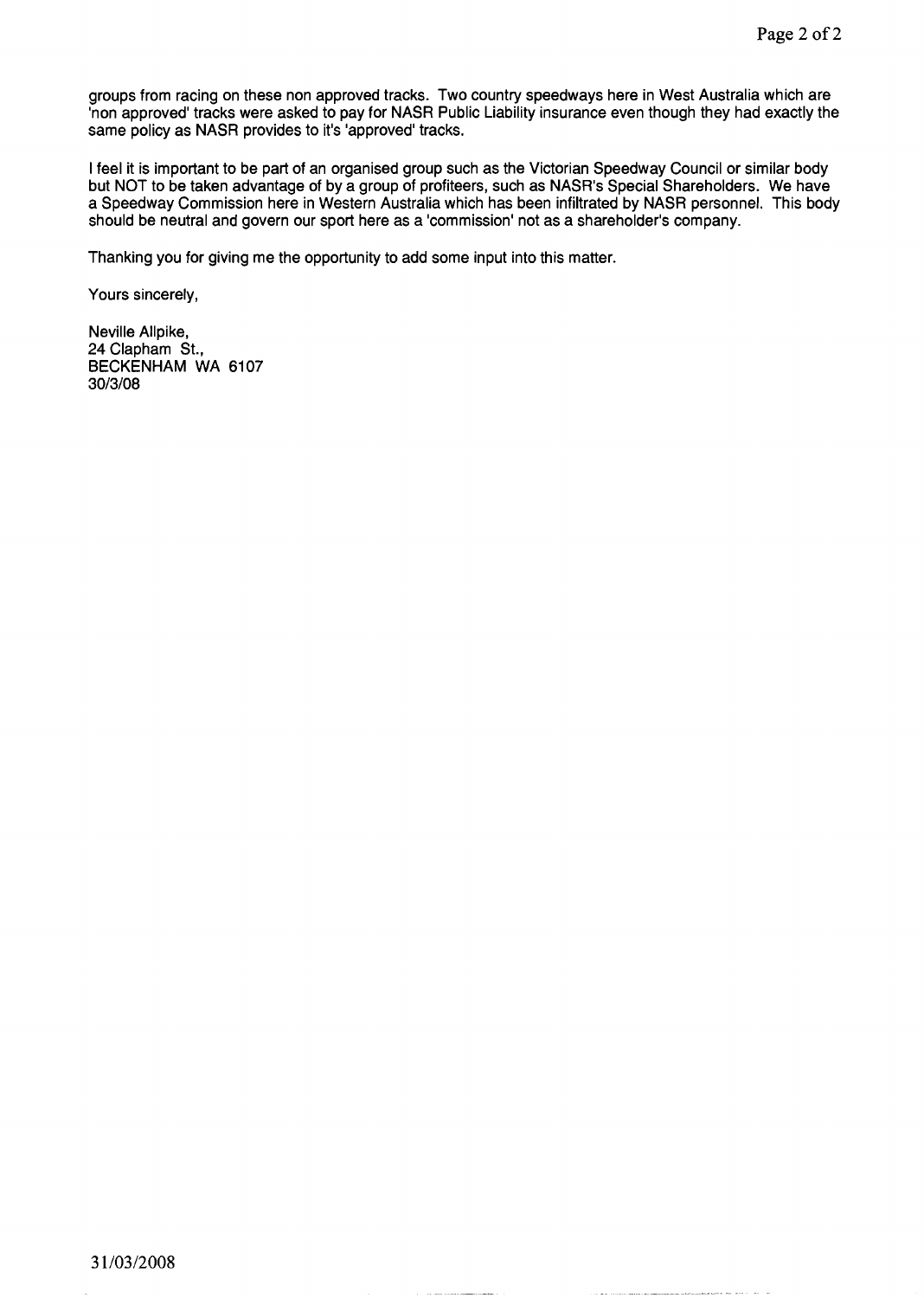groups from racing on these non approved tracks. Two country speedways here in West Australia which are 'non approved' tracks were asked to pay for NASR Public Liability insurance even though they had exactly the same policy as NASR provides to it's 'approved' tracks.

I feel it is important to be part of an organised group such as the Victorian Speedway Council or similar body but NOT to be taken advantage of by a group of profiteers, such as NASR's Special Shareholders. We have a Speedway Commission here in Western Australia which has been infiltrated by NASR personnel. This body should be neutral and govern our sport here as a 'commission' not as a shareholder's company.

Thanking you for giving me the opportunity to add some input into this matter.

Yours sincerely,

Neville Allpike,
24 Clapham St.,
BECKENHAM WA 6107
30/3/08

31/03/2008